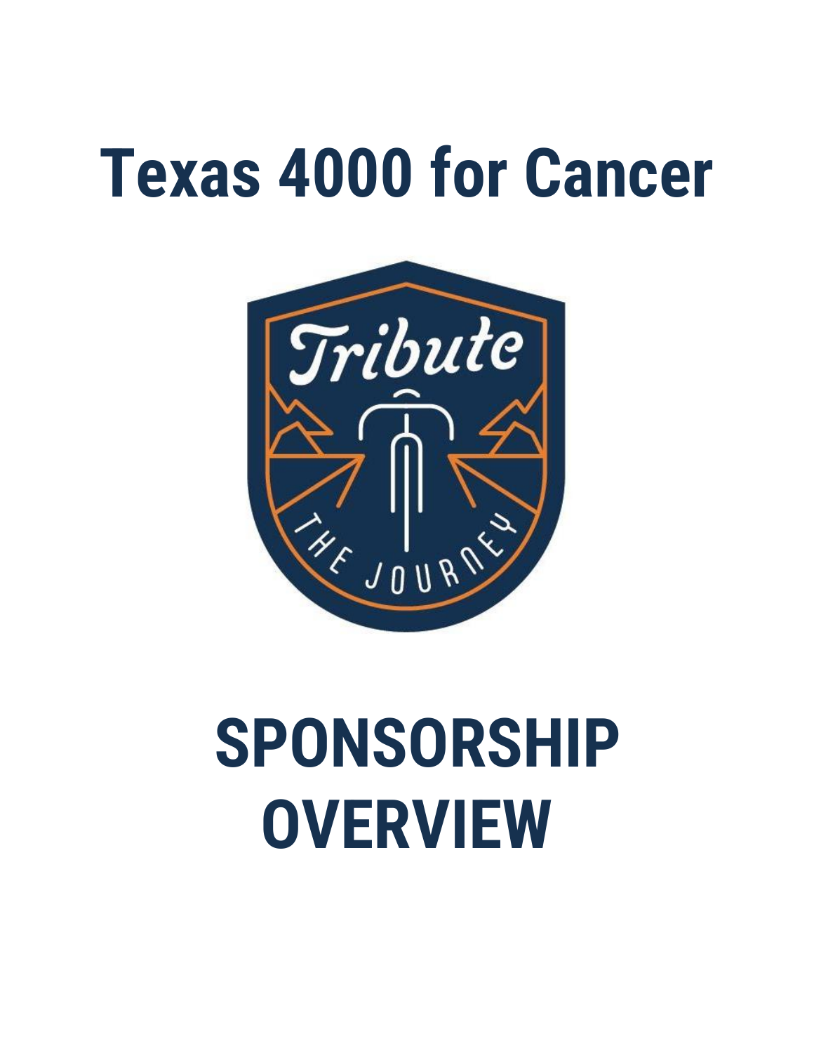# Texas 4000 for Cancer

# SPONSORSHIP OVERVIEW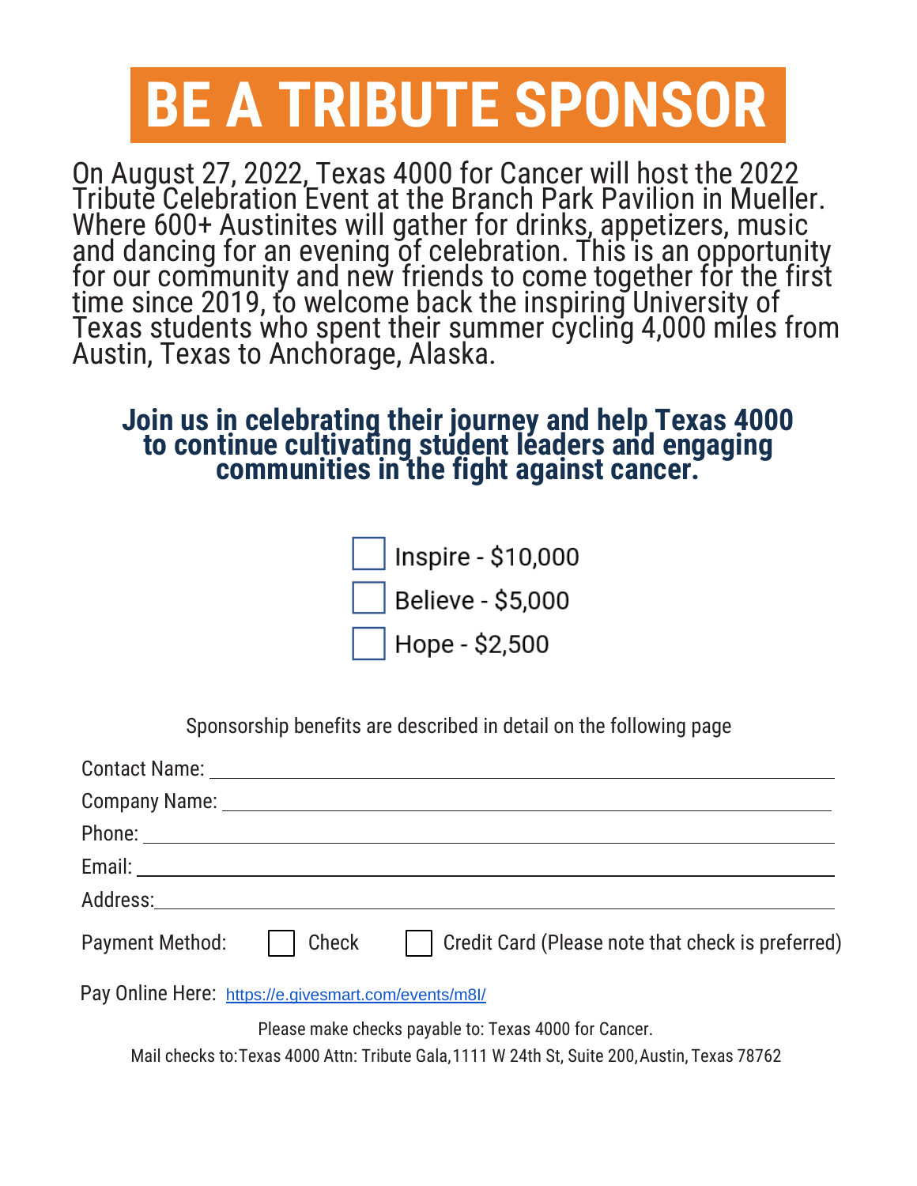# BE A TRIBUTE SPONSOR

On August 27, 2022, Texas 4000 for Cancer will host the 2022 Tribute Celebration Event at the Branch Park Pavilion in Mueller. Where 600+ Austinites will gather for drinks, appetizers, music and dancing for an evening of celebration. This is an opportunity for our community and new friends to come together for the first time since 2019, to welcome back the inspiring University of Texas students who spent their summer cycling 4,000 miles from Austin, Texas to Anchorage, Alaska.

**Join us in celebrating their journey and help Texas 4000 to continue cultivating student leaders and engaging communities in the fight against cancer.**

- ☐ Inspire - $10,000
- ☐ Believe - $5,000
- ☐ Hope - $2,500

Sponsorship benefits are described in detail on the following page

Contact Name: ______________________________

Company Name: ______________________________

Phone: ______________________________

Email: ______________________________

Address: ______________________________

Payment Method: ☐ Check ☐ Credit Card (Please note that check is preferred)

Pay Online Here: https://e.givesmart.com/events/m8I/

Please make checks payable to: Texas 4000 for Cancer.

Mail checks to: Texas 4000 Attn: Tribute Gala, 1111 W 24th St, Suite 200, Austin, Texas 78762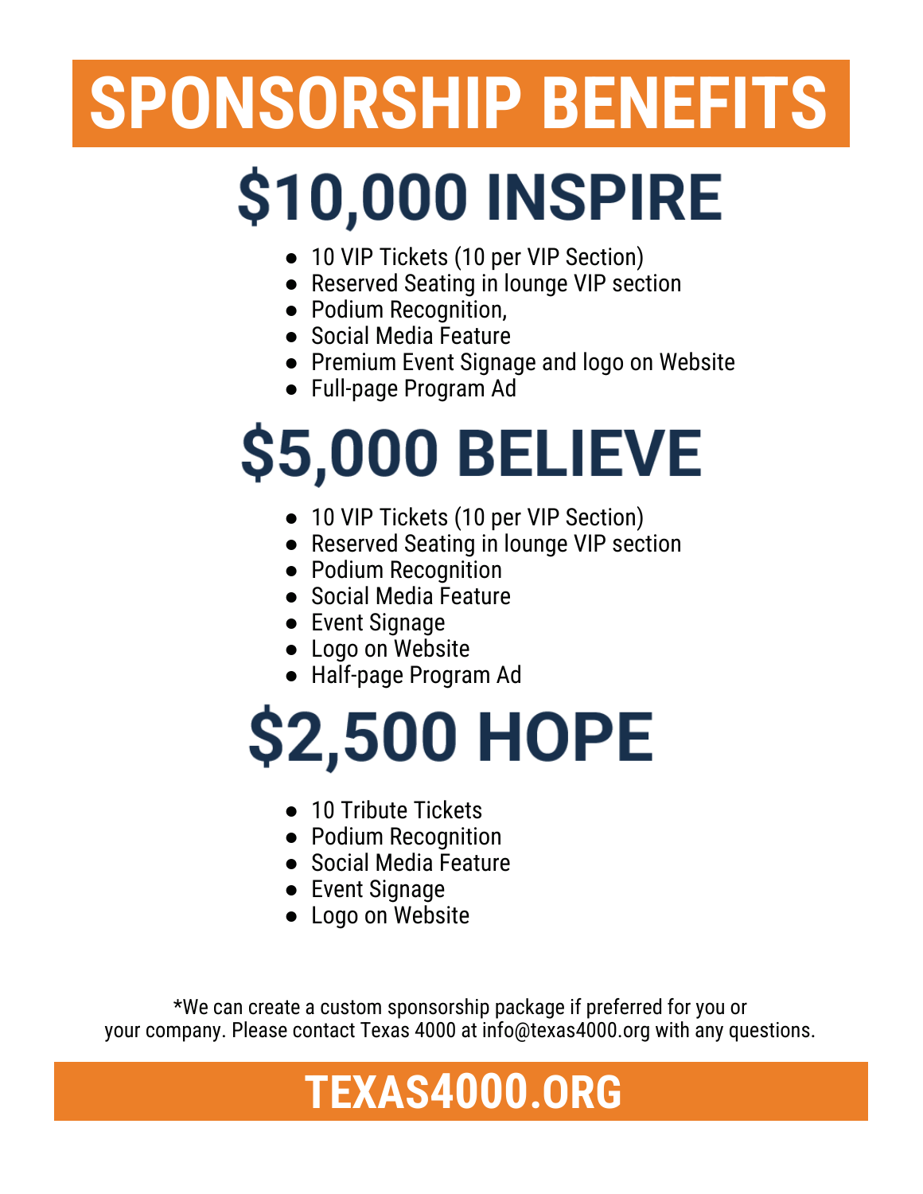# SPONSORSHIP BENEFITS

## $10,000 INSPIRE

- 10 VIP Tickets (10 per VIP Section)
- Reserved Seating in lounge VIP section
- Podium Recognition,
- Social Media Feature
- Premium Event Signage and logo on Website
- Full-page Program Ad

## $5,000 BELIEVE

- 10 VIP Tickets (10 per VIP Section)
- Reserved Seating in lounge VIP section
- Podium Recognition
- Social Media Feature
- Event Signage
- Logo on Website
- Half-page Program Ad

## $2,500 HOPE

- 10 Tribute Tickets
- Podium Recognition
- Social Media Feature
- Event Signage
- Logo on Website

*We can create a custom sponsorship package if preferred for you or your company. Please contact Texas 4000 at info@texas4000.org with any questions.

**TEXAS4000.ORG**